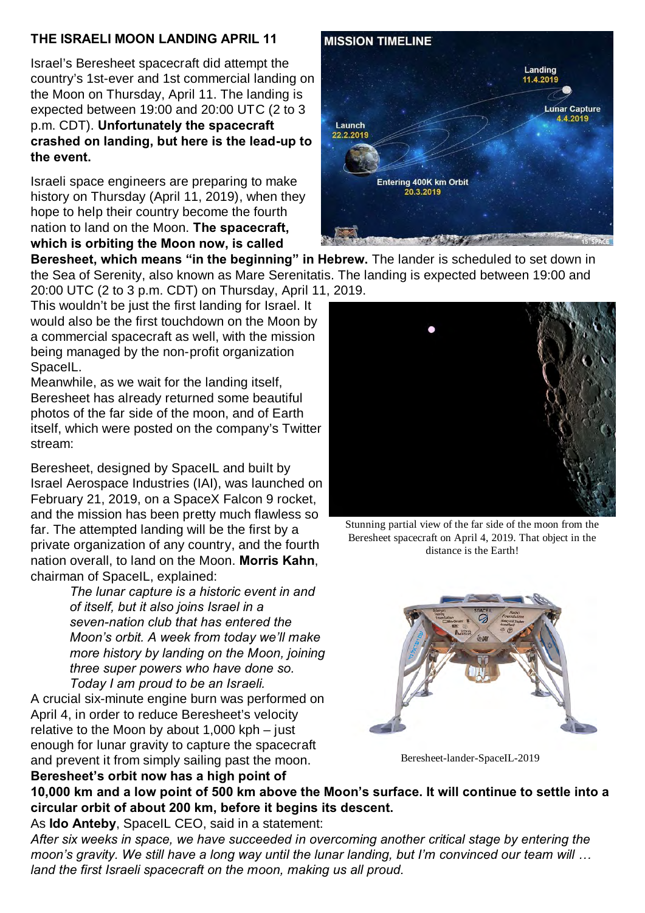# THE ISRAELI MOON LANDING APRIL 11

Israel's Beresheet spacecraft did attempt the country's 1st-ever and 1st commercial landing on the Moon on Thursday, April 11. The landing is expected between 19:00 and 20:00 UTC (2 to 3 p.m. CDT). **Unfortunately the spacecraft crashed on landing, but here is the lead-up to the event.**

Israeli space engineers are preparing to make history on Thursday (April 11, 2019), when they hope to help their country become the fourth nation to land on the Moon. **The spacecraft, which is orbiting the Moon now, is called Beresheet, which means "in the beginning" in Hebrew.** The lander is scheduled to set down in the Sea of Serenity, also known as Mare Serenitatis. The landing is expected between 19:00 and 20:00 UTC (2 to 3 p.m. CDT) on Thursday, April 11, 2019.

This wouldn't be just the first landing for Israel. It would also be the first touchdown on the Moon by a commercial spacecraft as well, with the mission being managed by the non-profit organization SpaceIL.

Meanwhile, as we wait for the landing itself, Beresheet has already returned some beautiful photos of the far side of the moon, and of Earth itself, which were posted on the company's Twitter stream:

Stunning partial view of the far side of the moon from the Beresheet spacecraft on April 4, 2019. That object in the distance is the Earth!

Beresheet, designed by SpaceIL and built by Israel Aerospace Industries (IAI), was launched on February 21, 2019, on a SpaceX Falcon 9 rocket, and the mission has been pretty much flawless so far. The attempted landing will be the first by a private organization of any country, and the fourth nation overall, to land on the Moon. **Morris Kahn**, chairman of SpaceIL, explained:

> *The lunar capture is a historic event in and of itself, but it also joins Israel in a seven-nation club that has entered the Moon's orbit. A week from today we'll make more history by landing on the Moon, joining three super powers who have done so. Today I am proud to be an Israeli.*

Beresheet-lander-SpaceIL-2019

A crucial six-minute engine burn was performed on April 4, in order to reduce Beresheet's velocity relative to the Moon by about 1,000 kph – just enough for lunar gravity to capture the spacecraft and prevent it from simply sailing past the moon. **Beresheet's orbit now has a high point of 10,000 km and a low point of 500 km above the Moon's surface. It will continue to settle into a circular orbit of about 200 km, before it begins its descent.**

As **Ido Anteby**, SpaceIL CEO, said in a statement:

*After six weeks in space, we have succeeded in overcoming another critical stage by entering the moon's gravity. We still have a long way until the lunar landing, but I'm convinced our team will … land the first Israeli spacecraft on the moon, making us all proud.*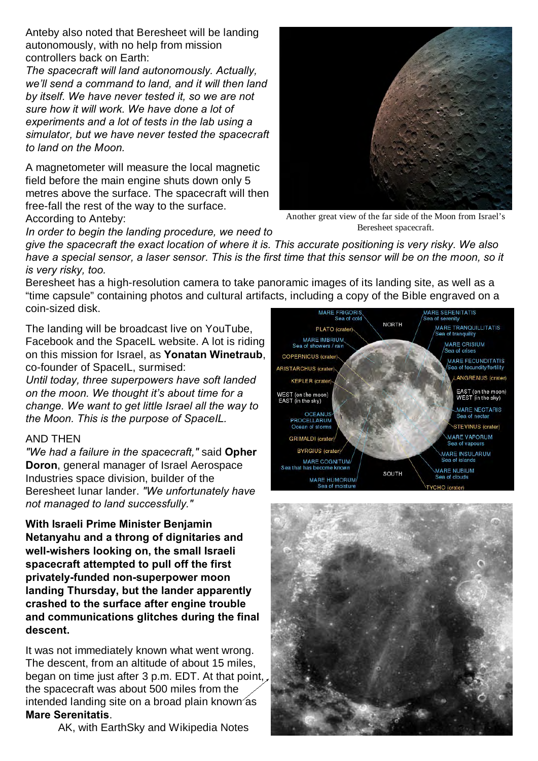Anteby also noted that Beresheet will be landing autonomously, with no help from mission controllers back on Earth:

*The spacecraft will land autonomously. Actually, we'll send a command to land, and it will then land by itself. We have never tested it, so we are not sure how it will work. We have done a lot of experiments and a lot of tests in the lab using a simulator, but we have never tested the spacecraft to land on the Moon.*

A magnetometer will measure the local magnetic field before the main engine shuts down only 5 metres above the surface. The spacecraft will then free-fall the rest of the way to the surface. According to Anteby:

*In order to begin the landing procedure, we need to give the spacecraft the exact location of where it is. This accurate positioning is very risky. We also have a special sensor, a laser sensor. This is the first time that this sensor will be on the moon, so it is very risky, too.*

Another great view of the far side of the Moon from Israel's Beresheet spacecraft.

Beresheet has a high-resolution camera to take panoramic images of its landing site, as well as a "time capsule" containing photos and cultural artifacts, including a copy of the Bible engraved on a coin-sized disk.

The landing will be broadcast live on YouTube, Facebook and the SpaceIL website. A lot is riding on this mission for Israel, as **Yonatan Winetraub**, co-founder of SpaceIL, surmised:

*Until today, three superpowers have soft landed on the moon. We thought it's about time for a change. We want to get little Israel all the way to the Moon. This is the purpose of SpaceIL.*

AND THEN

*"We had a failure in the spacecraft,"* said **Opher Doron**, general manager of Israel Aerospace Industries space division, builder of the Beresheet lunar lander. *"We unfortunately have not managed to land successfully."*

**With Israeli Prime Minister Benjamin Netanyahu and a throng of dignitaries and well-wishers looking on, the small Israeli spacecraft attempted to pull off the first privately-funded non-superpower moon landing Thursday, but the lander apparently crashed to the surface after engine trouble and communications glitches during the final descent.**

It was not immediately known what went wrong. The descent, from an altitude of about 15 miles, began on time just after 3 p.m. EDT. At that point, the spacecraft was about 500 miles from the intended landing site on a broad plain known as **Mare Serenitatis**.

AK, with EarthSky and Wikipedia Notes